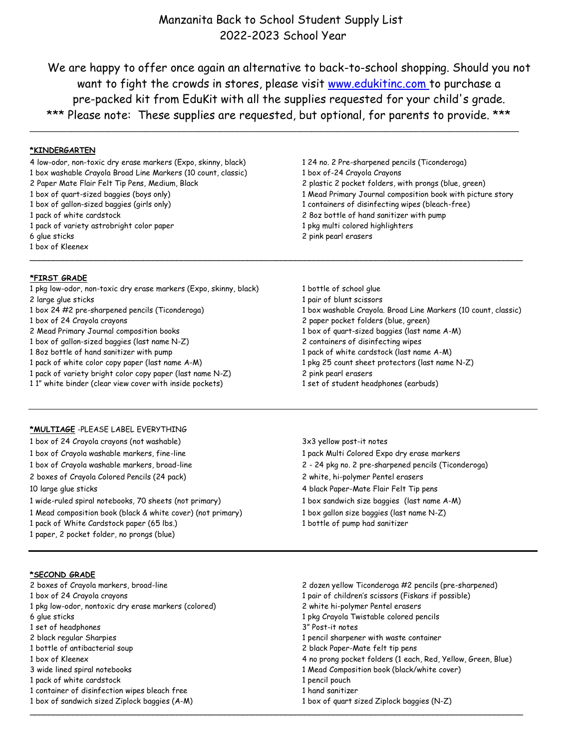# Manzanita Back to School Student Supply List
# 2022-2023 School Year

We are happy to offer once again an alternative to back-to-school shopping. Should you not want to fight the crowds in stores, please visit [www.edukitinc.com](http://www.edukitinc.com) to purchase a pre-packed kit from EduKit with all the supplies requested for your child's grade.

*** Please note: These supplies are requested, but optional, for parents to provide. ***

---

**\*KINDERGARTEN**

4 low-odor, non-toxic dry erase markers (Expo, skinny, black)
1 box washable Crayola Broad Line Markers (10 count, classic)
2 Paper Mate Flair Felt Tip Pens, Medium, Black
1 box of quart-sized baggies (boys only)
1 box of gallon-sized baggies (girls only)
1 pack of white cardstock
1 pack of variety astrobright color paper
6 glue sticks
1 box of Kleenex
1 24 no. 2 Pre-sharpened pencils (Ticonderoga)
1 box of-24 Crayola Crayons
2 plastic 2 pocket folders, with prongs (blue, green)
1 Mead Primary Journal composition book with picture story
1 containers of disinfecting wipes (bleach-free)
2 8oz bottle of hand sanitizer with pump
1 pkg multi colored highlighters
2 pink pearl erasers

---

**\*FIRST GRADE**

1 pkg low-odor, non-toxic dry erase markers (Expo, skinny, black)
2 large glue sticks
1 box 24 #2 pre-sharpened pencils (Ticonderoga)
1 box of 24 Crayola crayons
2 Mead Primary Journal composition books
1 box of gallon-sized baggies (last name N-Z)
1 8oz bottle of hand sanitizer with pump
1 pack of white color copy paper (last name A-M)
1 pack of variety bright color copy paper (last name N-Z)
1 1" white binder (clear view cover with inside pockets)
1 bottle of school glue
1 pair of blunt scissors
1 box washable Crayola. Broad Line Markers (10 count, classic)
2 paper pocket folders (blue, green)
1 box of quart-sized baggies (last name A-M)
2 containers of disinfecting wipes
1 pack of white cardstock (last name A-M)
1 pkg 25 count sheet protectors (last name N-Z)
2 pink pearl erasers
1 set of student headphones (earbuds)

---

**\*MULTIAGE** -PLEASE LABEL EVERYTHING

1 box of 24 Crayola crayons (not washable)
1 box of Crayola washable markers, fine-line
1 box of Crayola washable markers, broad-line
2 boxes of Crayola Colored Pencils (24 pack)
10 large glue sticks
1 wide-ruled spiral notebooks, 70 sheets (not primary)
1 Mead composition book (black & white cover) (not primary)
1 pack of White Cardstock paper (65 lbs.)
1 paper, 2 pocket folder, no prongs (blue)
3x3 yellow post-it notes
1 pack Multi Colored Expo dry erase markers
2 - 24 pkg no. 2 pre-sharpened pencils (Ticonderoga)
2 white, hi-polymer Pentel erasers
4 black Paper-Mate Flair Felt Tip pens
1 box sandwich size baggies (last name A-M)
1 box gallon size baggies (last name N-Z)
1 bottle of pump had sanitizer

---

**\*SECOND GRADE**

2 boxes of Crayola markers, broad-line
1 box of 24 Crayola crayons
1 pkg low-odor, nontoxic dry erase markers (colored)
6 glue sticks
1 set of headphones
2 black regular Sharpies
1 bottle of antibacterial soup
1 box of Kleenex
3 wide lined spiral notebooks
1 pack of white cardstock
1 container of disinfection wipes bleach free
1 box of sandwich sized Ziplock baggies (A-M)
2 dozen yellow Ticonderoga #2 pencils (pre-sharpened)
1 pair of children's scissors (Fiskars if possible)
2 white hi-polymer Pentel erasers
1 pkg Crayola Twistable colored pencils
3" Post-it notes
1 pencil sharpener with waste container
2 black Paper-Mate felt tip pens
4 no prong pocket folders (1 each, Red, Yellow, Green, Blue)
1 Mead Composition book (black/white cover)
1 pencil pouch
1 hand sanitizer
1 box of quart sized Ziplock baggies (N-Z)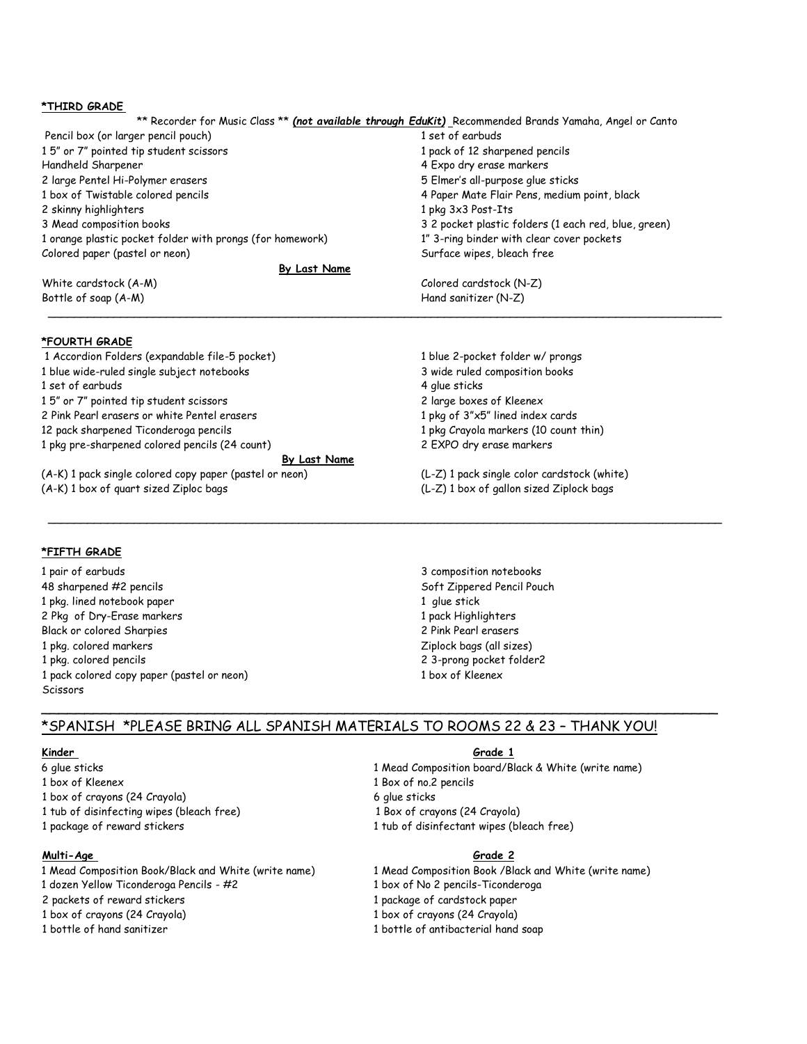**\*THIRD GRADE**

\*\* Recorder for Music Class \*\* ***(not available through EduKit)*** Recommended Brands Yamaha, Angel or Canto

Pencil box (or larger pencil pouch)
1 5" or 7" pointed tip student scissors
Handheld Sharpener
2 large Pentel Hi-Polymer erasers
1 box of Twistable colored pencils
2 skinny highlighters
3 Mead composition books
1 orange plastic pocket folder with prongs (for homework)
Colored paper (pastel or neon)
1 set of earbuds
1 pack of 12 sharpened pencils
4 Expo dry erase markers
5 Elmer's all-purpose glue sticks
4 Paper Mate Flair Pens, medium point, black
1 pkg 3x3 Post-Its
3 2 pocket plastic folders (1 each red, blue, green)
1" 3-ring binder with clear cover pockets
Surface wipes, bleach free

**By Last Name**

White cardstock (A-M)
Bottle of soap (A-M)
Colored cardstock (N-Z)
Hand sanitizer (N-Z)

---

**\*FOURTH GRADE**

1 Accordion Folders (expandable file-5 pocket)
1 blue wide-ruled single subject notebooks
1 set of earbuds
1 5" or 7" pointed tip student scissors
2 Pink Pearl erasers or white Pentel erasers
12 pack sharpened Ticonderoga pencils
1 pkg pre-sharpened colored pencils (24 count)
1 blue 2-pocket folder w/ prongs
3 wide ruled composition books
4 glue sticks
2 large boxes of Kleenex
1 pkg of 3"x5" lined index cards
1 pkg Crayola markers (10 count thin)
2 EXPO dry erase markers

**By Last Name**

(A-K) 1 pack single colored copy paper (pastel or neon)
(A-K) 1 box of quart sized Ziploc bags
(L-Z) 1 pack single color cardstock (white)
(L-Z) 1 box of gallon sized Ziplock bags

---

**\*FIFTH GRADE**

1 pair of earbuds
48 sharpened #2 pencils
1 pkg. lined notebook paper
2 Pkg of Dry-Erase markers
Black or colored Sharpies
1 pkg. colored markers
1 pkg. colored pencils
1 pack colored copy paper (pastel or neon)
Scissors
3 composition notebooks
Soft Zippered Pencil Pouch
1 glue stick
1 pack Highlighters
2 Pink Pearl erasers
Ziplock bags (all sizes)
2 3-prong pocket folder2
1 box of Kleenex

---

## \*SPANISH \*PLEASE BRING ALL SPANISH MATERIALS TO ROOMS 22 & 23 – THANK YOU!

**Kinder**

6 glue sticks
1 box of Kleenex
1 box of crayons (24 Crayola)
1 tub of disinfecting wipes (bleach free)
1 package of reward stickers

**Grade 1**

1 Mead Composition board/Black & White (write name)
1 Box of no.2 pencils
6 glue sticks
1 Box of crayons (24 Crayola)
1 tub of disinfectant wipes (bleach free)

**Multi-Age**

1 Mead Composition Book/Black and White (write name)
1 dozen Yellow Ticonderoga Pencils - #2
2 packets of reward stickers
1 box of crayons (24 Crayola)
1 bottle of hand sanitizer

**Grade 2**

1 Mead Composition Book /Black and White (write name)
1 box of No 2 pencils-Ticonderoga
1 package of cardstock paper
1 box of crayons (24 Crayola)
1 bottle of antibacterial hand soap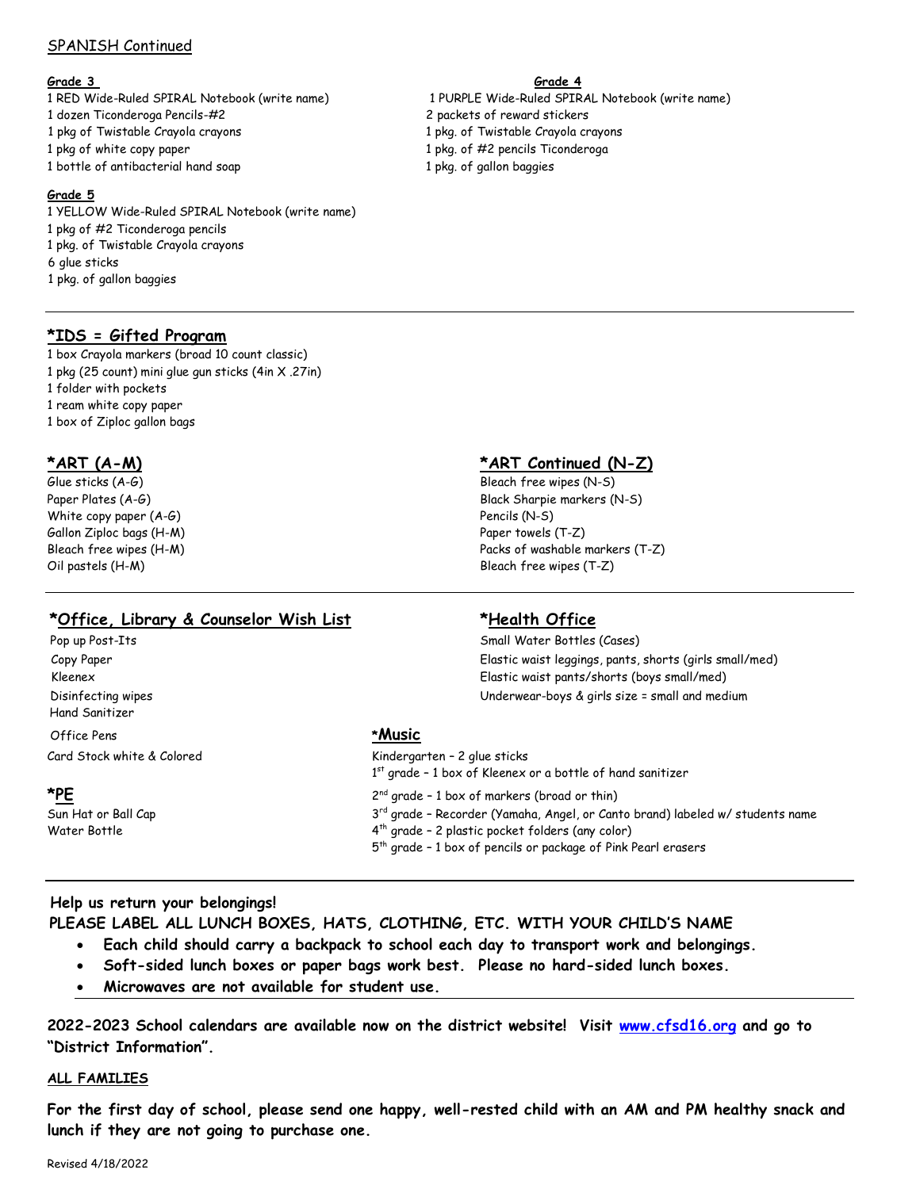SPANISH Continued

**Grade 3**

1 RED Wide-Ruled SPIRAL Notebook (write name)
1 dozen Ticonderoga Pencils-#2
1 pkg of Twistable Crayola crayons
1 pkg of white copy paper
1 bottle of antibacterial hand soap

**Grade 4**

1 PURPLE Wide-Ruled SPIRAL Notebook (write name)
2 packets of reward stickers
1 pkg. of Twistable Crayola crayons
1 pkg. of #2 pencils Ticonderoga
1 pkg. of gallon baggies

**Grade 5**

1 YELLOW Wide-Ruled SPIRAL Notebook (write name)
1 pkg of #2 Ticonderoga pencils
1 pkg. of Twistable Crayola crayons
6 glue sticks
1 pkg. of gallon baggies

---

## *IDS = Gifted Program

1 box Crayola markers (broad 10 count classic)
1 pkg (25 count) mini glue gun sticks (4in X .27in)
1 folder with pockets
1 ream white copy paper
1 box of Ziploc gallon bags

## *ART (A-M)

Glue sticks (A-G)
Paper Plates (A-G)
White copy paper (A-G)
Gallon Ziploc bags (H-M)
Bleach free wipes (H-M)
Oil pastels (H-M)

## *ART Continued (N-Z)

Bleach free wipes (N-S)
Black Sharpie markers (N-S)
Pencils (N-S)
Paper towels (T-Z)
Packs of washable markers (T-Z)
Bleach free wipes (T-Z)

---

## *Office, Library & Counselor Wish List

Pop up Post-Its
Copy Paper
Kleenex
Disinfecting wipes
Hand Sanitizer
Office Pens
Card Stock white & Colored

## *Health Office

Small Water Bottles (Cases)
Elastic waist leggings, pants, shorts (girls small/med)
Elastic waist pants/shorts (boys small/med)
Underwear-boys & girls size = small and medium

## *Music

Kindergarten – 2 glue sticks
1st grade – 1 box of Kleenex or a bottle of hand sanitizer
2nd grade – 1 box of markers (broad or thin)
3rd grade – Recorder (Yamaha, Angel, or Canto brand) labeled w/ students name
4th grade – 2 plastic pocket folders (any color)
5th grade – 1 box of pencils or package of Pink Pearl erasers

## *PE

Sun Hat or Ball Cap
Water Bottle

---

**Help us return your belongings!**
**PLEASE LABEL ALL LUNCH BOXES, HATS, CLOTHING, ETC. WITH YOUR CHILD'S NAME**

- **Each child should carry a backpack to school each day to transport work and belongings.**
- **Soft-sided lunch boxes or paper bags work best. Please no hard-sided lunch boxes.**
- **Microwaves are not available for student use.**

---

**2022-2023 School calendars are available now on the district website! Visit www.cfsd16.org and go to "District Information".**

**ALL FAMILIES**

**For the first day of school, please send one happy, well-rested child with an AM and PM healthy snack and lunch if they are not going to purchase one.**

Revised 4/18/2022